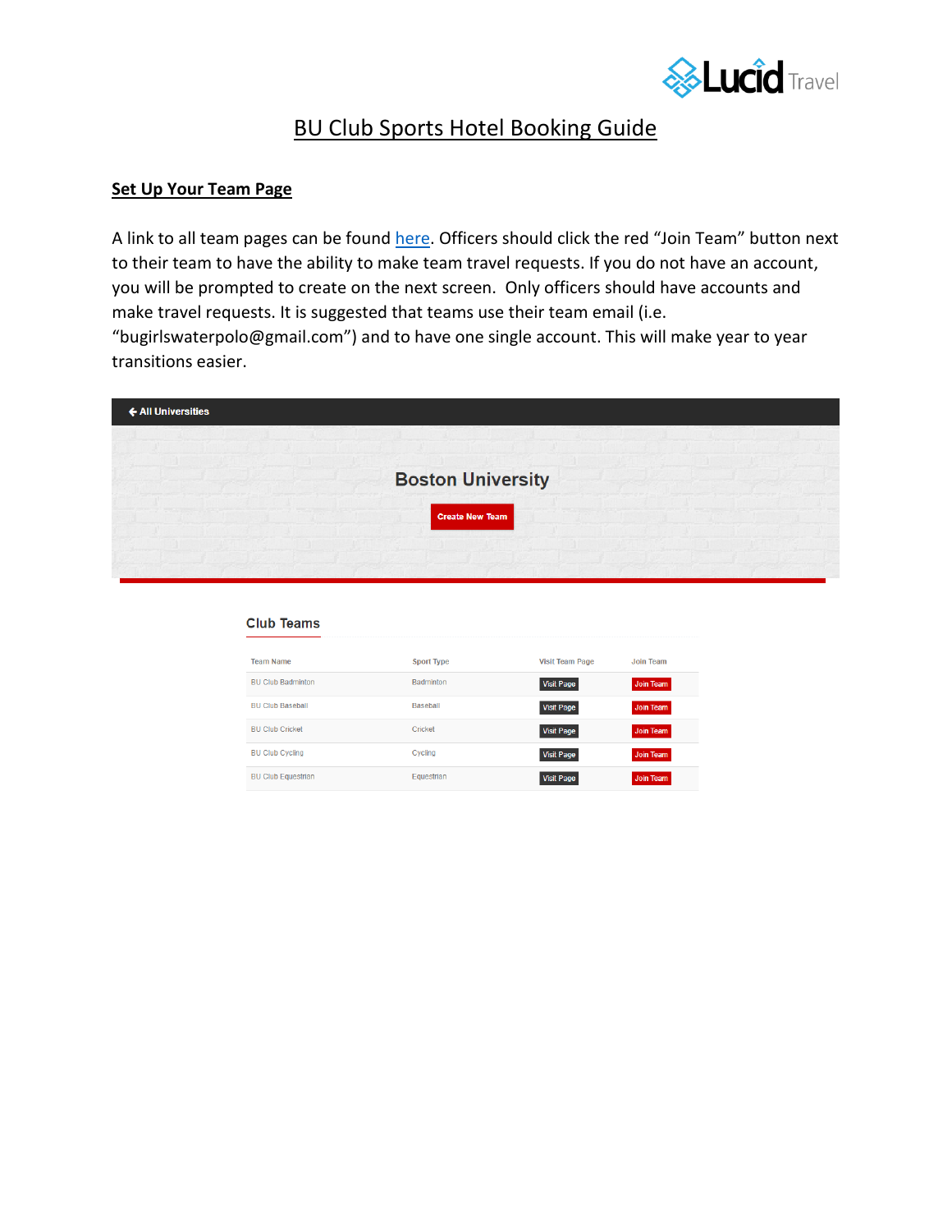# BU Club Sports Hotel Booking Guide

## Set Up Your Team Page

A link to all team pages can be found here. Officers should click the red "Join Team" button next to their team to have the ability to make team travel requests. If you do not have an account, you will be prompted to create on the next screen. Only officers should have accounts and make travel requests. It is suggested that teams use their team email (i.e. "bugirlswaterpolo@gmail.com") and to have one single account. This will make year to year transitions easier.

← All Universities

**Boston University**

Create New Team

### Club Teams

| Team Name | Sport Type | Visit Team Page | Join Team |
|---|---|---|---|
| BU Club Badminton | Badminton | Visit Page | Join Team |
| BU Club Baseball | Baseball | Visit Page | Join Team |
| BU Club Cricket | Cricket | Visit Page | Join Team |
| BU Club Cycling | Cycling | Visit Page | Join Team |
| BU Club Equestrian | Equestrian | Visit Page | Join Team |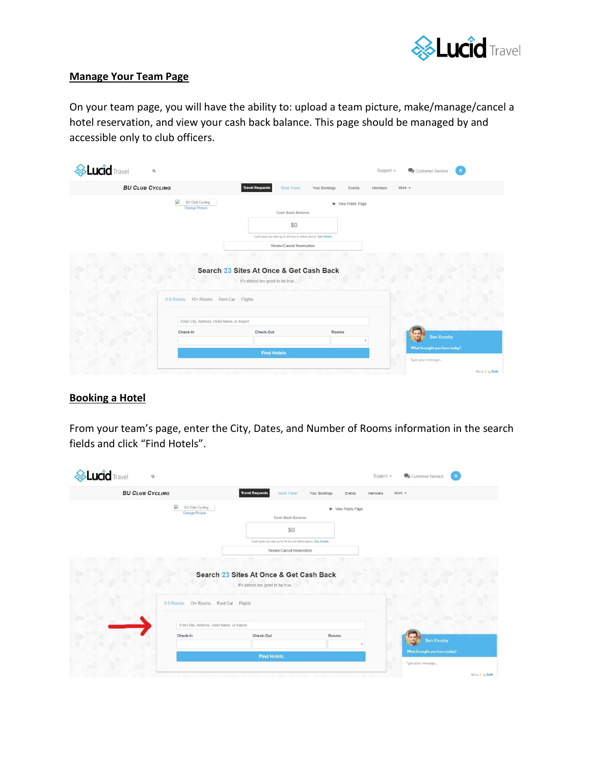## Manage Your Team Page

On your team page, you will have the ability to: upload a team picture, make/manage/cancel a hotel reservation, and view your cash back balance. This page should be managed by and accessible only to club officers.

## Booking a Hotel

From your team's page, enter the City, Dates, and Number of Rooms information in the search fields and click "Find Hotels".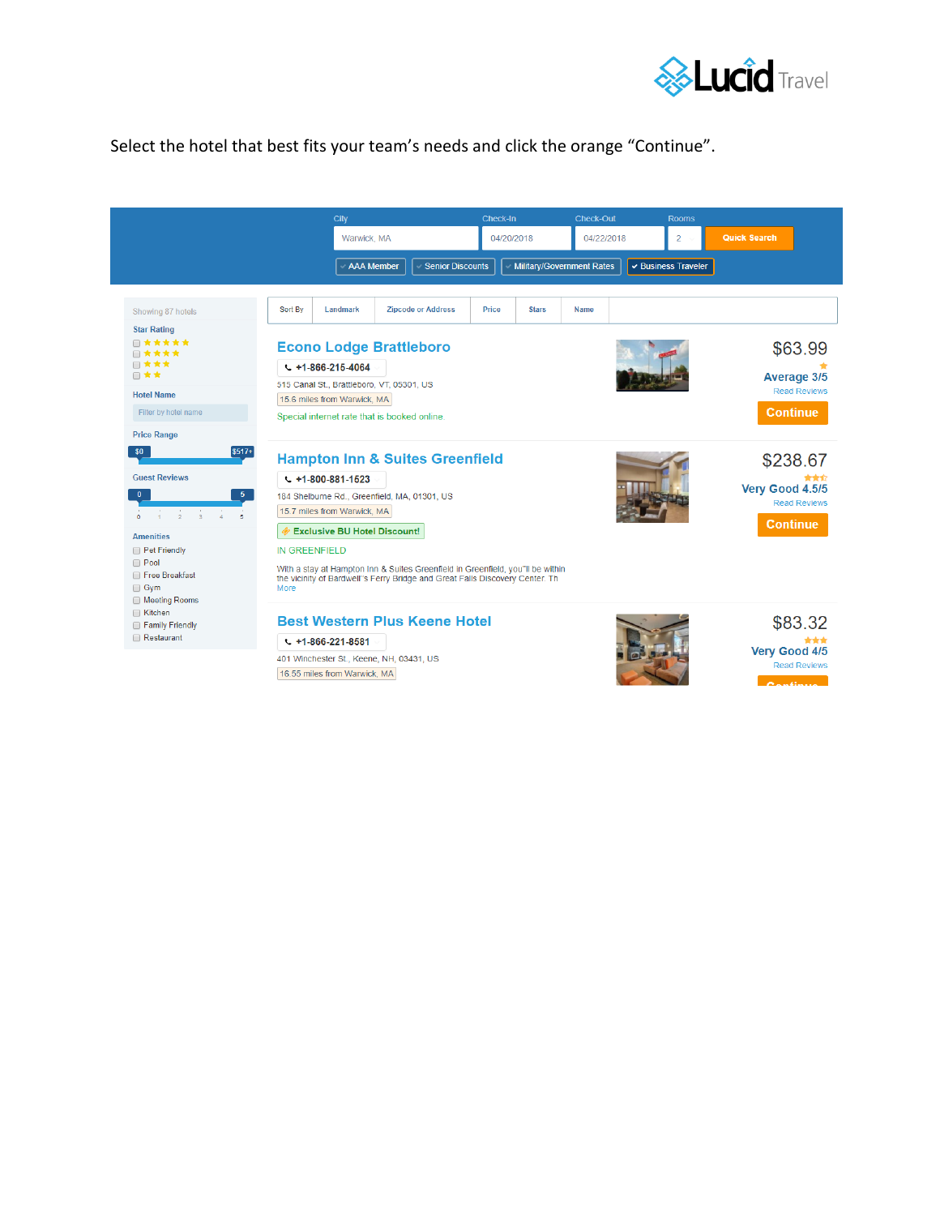Lucid Travel

Select the hotel that best fits your team's needs and click the orange "Continue".

City: Warwick, MA | Check-In: 04/20/2018 | Check-Out: 04/22/2018 | Rooms: 2 | Quick Search

AAA Member | Senior Discounts | Military/Government Rates | ✓ Business Traveler

Showing 87 hotels

**Star Rating**

- ★★★★★
- ★★★★
- ★★★
- ★★

**Hotel Name**

Filter by hotel name

**Price Range**

$0 – $517+

**Guest Reviews**

0 – 5

**Amenities**

- Pet Friendly
- Pool
- Free Breakfast
- Gym
- Meeting Rooms
- Kitchen
- Family Friendly
- Restaurant

Sort By | Landmark | Zipcode or Address | Price | Stars | Name

**Econo Lodge Brattleboro**

+1-866-215-4064

515 Canal St., Brattleboro, VT, 05301, US

15.6 miles from Warwick, MA

Special internet rate that is booked online.

$63.99

Average 3/5

Read Reviews

Continue

**Hampton Inn & Suites Greenfield**

+1-800-881-1623

184 Shelburne Rd., Greenfield, MA, 01301, US

15.7 miles from Warwick, MA

Exclusive BU Hotel Discount!

IN GREENFIELD

With a stay at Hampton Inn & Suites Greenfield in Greenfield, you''ll be within the vicinity of Bardwell''s Ferry Bridge and Great Falls Discovery Center. Th
More

$238.67

Very Good 4.5/5

Read Reviews

Continue

**Best Western Plus Keene Hotel**

+1-866-221-8581

401 Winchester St., Keene, NH, 03431, US

16.55 miles from Warwick, MA

$83.32

Very Good 4/5

Read Reviews

Continue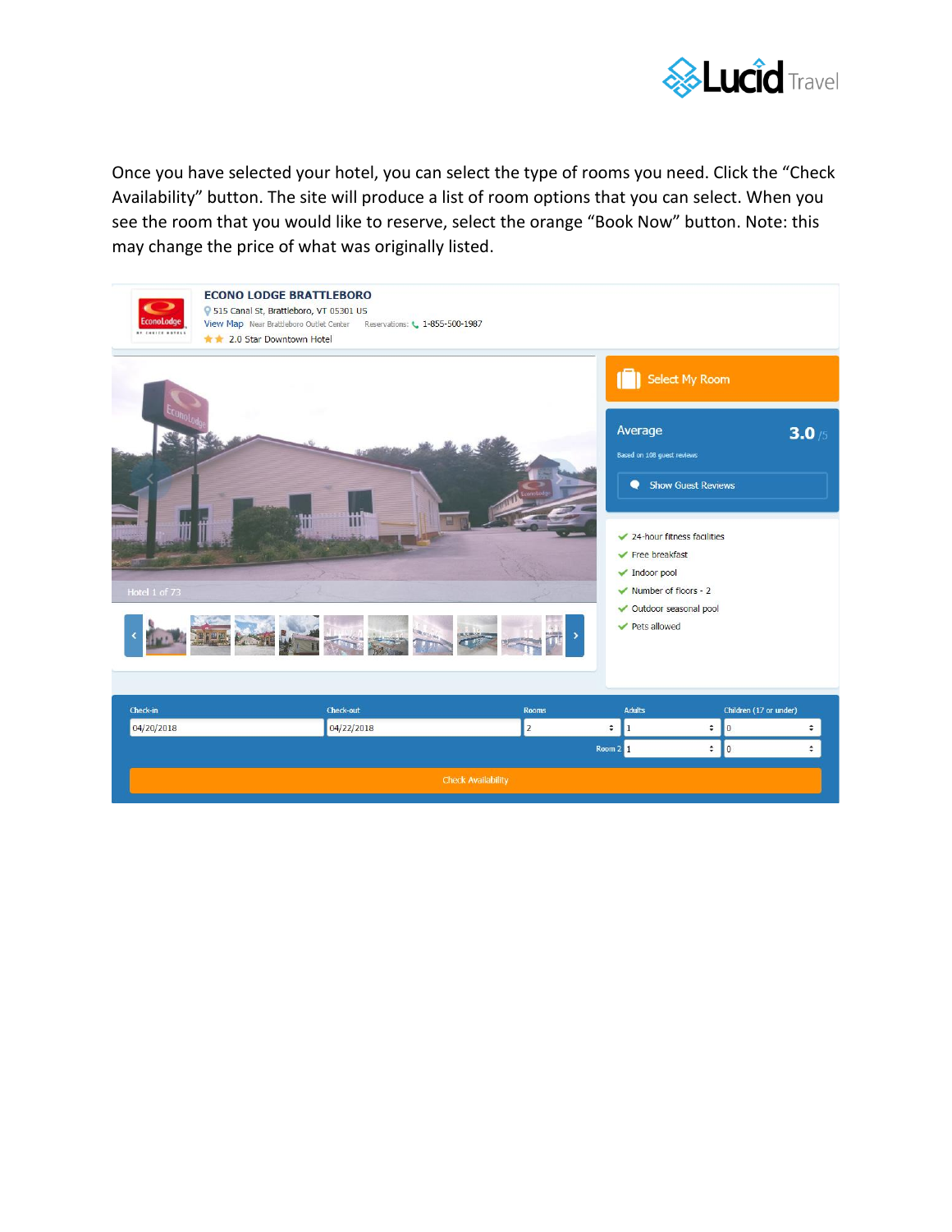Once you have selected your hotel, you can select the type of rooms you need. Click the "Check Availability" button. The site will produce a list of room options that you can select. When you see the room that you would like to reserve, select the orange "Book Now" button. Note: this may change the price of what was originally listed.

**ECONO LODGE BRATTLEBORO**

515 Canal St, Brattleboro, VT 05301 US

View Map Near Brattleboro Outlet Center Reservations: 1-855-500-1987

2.0 Star Downtown Hotel

Hotel 1 of 73

Select My Room

Average 3.0 /5

Based on 108 guest reviews

Show Guest Reviews

- 24-hour fitness facilities
- Free breakfast
- Indoor pool
- Number of floors - 2
- Outdoor seasonal pool
- Pets allowed

| Check-in | Check-out | Rooms | Adults | Children (17 or under) |
| --- | --- | --- | --- | --- |
| 04/20/2018 | 04/22/2018 | 2 | 1 | 0 |
| | | Room 2 | 1 | 0 |

Check Availability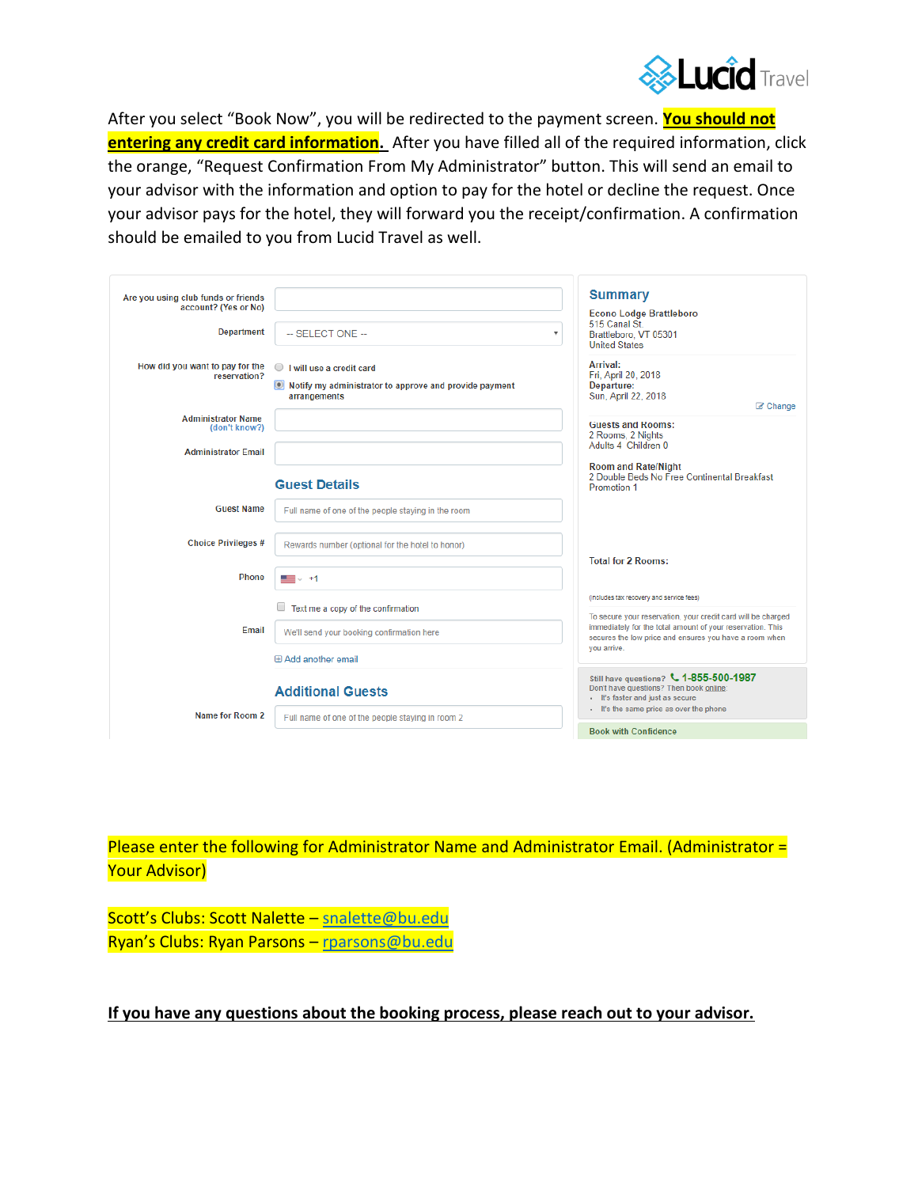After you select "Book Now", you will be redirected to the payment screen. **You should not entering any credit card information.** After you have filled all of the required information, click the orange, "Request Confirmation From My Administrator" button. This will send an email to your advisor with the information and option to pay for the hotel or decline the request. Once your advisor pays for the hotel, they will forward you the receipt/confirmation. A confirmation should be emailed to you from Lucid Travel as well.

Are you using club funds or friends account? (Yes or No)

Department: -- SELECT ONE --

How did you want to pay for the reservation?
- I will use a credit card
- Notify my administrator to approve and provide payment arrangements

Administrator Name (don't know?)

Administrator Email

**Guest Details**

Guest Name: Full name of one of the people staying in the room

Choice Privileges #: Rewards number (optional for the hotel to honor)

Phone: +1

Text me a copy of the confirmation

Email: We'll send your booking confirmation here

Add another email

**Additional Guests**

Name for Room 2: Full name of one of the people staying in room 2

**Summary**

Econo Lodge Brattleboro
515 Canal St
Brattleboro, VT 05301
United States

Arrival:
Fri, April 20, 2018
Departure:
Sun, April 22, 2018

Change

Guests and Rooms:
2 Rooms, 2 Nights
Adults 4 Children 0

Room and Rate/Night
2 Double Beds No Free Continental Breakfast
Promotion 1

Total for 2 Rooms:

(includes tax recovery and service fees)

To secure your reservation, your credit card will be charged immediately for the total amount of your reservation. This secures the low price and ensures you have a room when you arrive.

Still have questions? 1-855-500-1987
Dont have questions? Then book online:
- It's faster and just as secure
- It's the same price as over the phone

Book with Confidence

Please enter the following for Administrator Name and Administrator Email. (Administrator = Your Advisor)

Scott's Clubs: Scott Nalette – snalette@bu.edu
Ryan's Clubs: Ryan Parsons – rparsons@bu.edu

**If you have any questions about the booking process, please reach out to your advisor.**